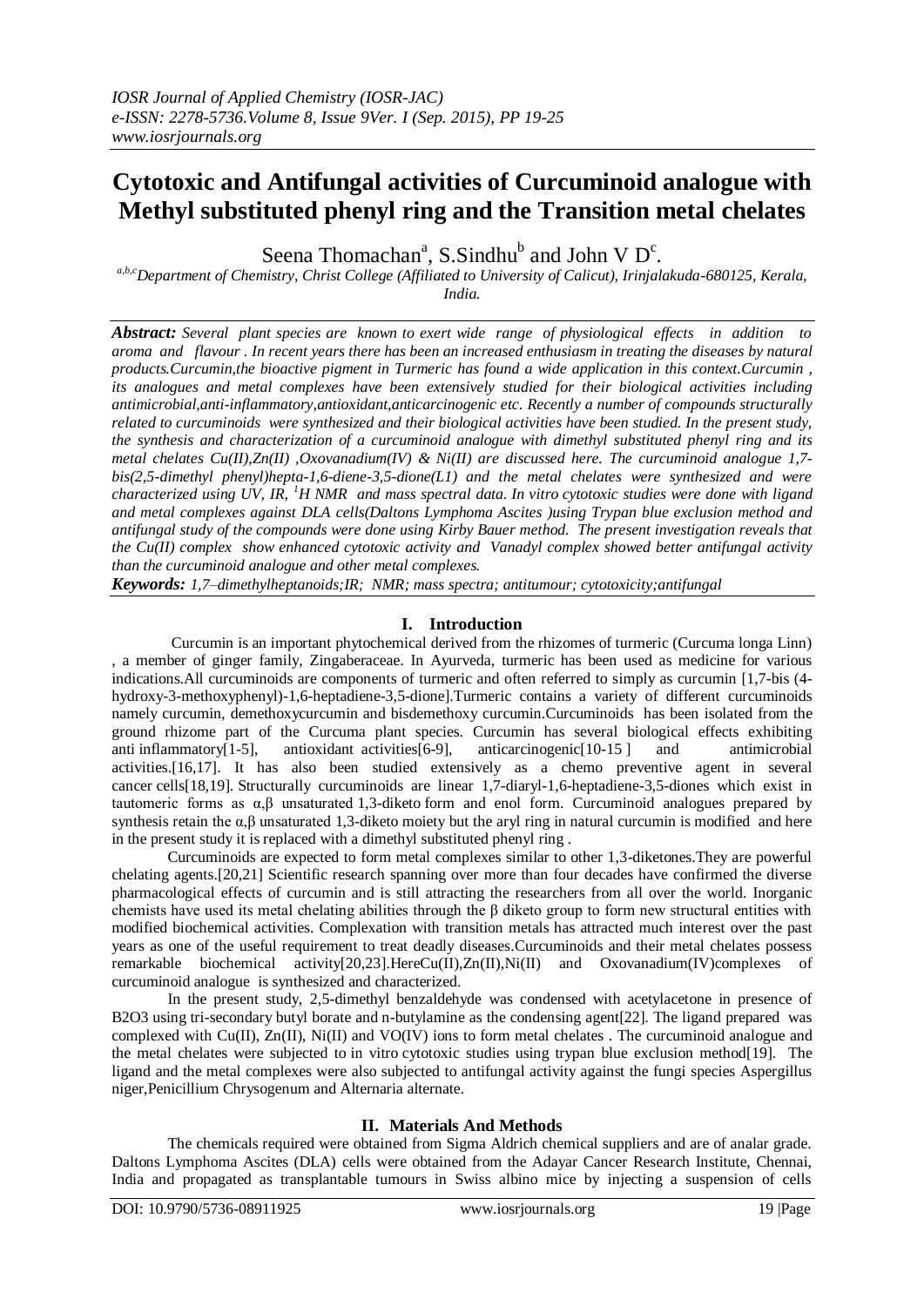# Cytotoxic and Antifungal activities of Curcuminoid analogue with Methyl substituted phenyl ring and the Transition metal chelates

Seena Thomachan[a], S.Sindhu[b] and John V D[c].

[a,b,c]Department of Chemistry, Christ College (Affiliated to University of Calicut), Irinjalakuda-680125, Kerala, India.

***Abstract:*** *Several plant species are known to exert wide range of physiological effects in addition to aroma and flavour . In recent years there has been an increased enthusiasm in treating the diseases by natural products.Curcumin,the bioactive pigment in Turmeric has found a wide application in this context.Curcumin , its analogues and metal complexes have been extensively studied for their biological activities including antimicrobial,anti-inflammatory,antioxidant,anticarcinogenic etc. Recently a number of compounds structurally related to curcuminoids were synthesized and their biological activities have been studied. In the present study, the synthesis and characterization of a curcuminoid analogue with dimethyl substituted phenyl ring and its metal chelates Cu(II),Zn(II) ,Oxovanadium(IV) & Ni(II) are discussed here. The curcuminoid analogue 1,7-bis(2,5-dimethyl phenyl)hepta-1,6-diene-3,5-dione(L1) and the metal chelates were synthesized and were characterized using UV, IR, $^1H$ NMR and mass spectral data. In vitro cytotoxic studies were done with ligand and metal complexes against DLA cells(Daltons Lymphoma Ascites )using Trypan blue exclusion method and antifungal study of the compounds were done using Kirby Bauer method. The present investigation reveals that the Cu(II) complex show enhanced cytotoxic activity and Vanadyl complex showed better antifungal activity than the curcuminoid analogue and other metal complexes.*

***Keywords:*** *1,7–dimethylheptanoids;IR; NMR; mass spectra; antitumour; cytotoxicity;antifungal*

## I. Introduction

Curcumin is an important phytochemical derived from the rhizomes of turmeric (Curcuma longa Linn) , a member of ginger family, Zingaberaceae. In Ayurveda, turmeric has been used as medicine for various indications.All curcuminoids are components of turmeric and often referred to simply as curcumin [1,7-bis (4-hydroxy-3-methoxyphenyl)-1,6-heptadiene-3,5-dione].Turmeric contains a variety of different curcuminoids namely curcumin, demethoxycurcumin and bisdemethoxy curcumin.Curcuminoids has been isolated from the ground rhizome part of the Curcuma plant species. Curcumin has several biological effects exhibiting anti inflammatory[1-5], antioxidant activities[6-9], anticarcinogenic[10-15 ] and antimicrobial activities.[16,17]. It has also been studied extensively as a chemo preventive agent in several cancer cells[18,19]. Structurally curcuminoids are linear 1,7-diaryl-1,6-heptadiene-3,5-diones which exist in tautomeric forms as α,β unsaturated 1,3-diketo form and enol form. Curcuminoid analogues prepared by synthesis retain the α,β unsaturated 1,3-diketo moiety but the aryl ring in natural curcumin is modified and here in the present study it is replaced with a dimethyl substituted phenyl ring .

Curcuminoids are expected to form metal complexes similar to other 1,3-diketones.They are powerful chelating agents.[20,21] Scientific research spanning over more than four decades have confirmed the diverse pharmacological effects of curcumin and is still attracting the researchers from all over the world. Inorganic chemists have used its metal chelating abilities through the β diketo group to form new structural entities with modified biochemical activities. Complexation with transition metals has attracted much interest over the past years as one of the useful requirement to treat deadly diseases.Curcuminoids and their metal chelates possess remarkable biochemical activity[20,23].HereCu(II),Zn(II),Ni(II) and Oxovanadium(IV)complexes of curcuminoid analogue is synthesized and characterized.

In the present study, 2,5-dimethyl benzaldehyde was condensed with acetylacetone in presence of B2O3 using tri-secondary butyl borate and n-butylamine as the condensing agent[22]. The ligand prepared was complexed with Cu(II), Zn(II), Ni(II) and VO(IV) ions to form metal chelates . The curcuminoid analogue and the metal chelates were subjected to in vitro cytotoxic studies using trypan blue exclusion method[19]. The ligand and the metal complexes were also subjected to antifungal activity against the fungi species Aspergillus niger,Penicillium Chrysogenum and Alternaria alternate.

## II. Materials And Methods

The chemicals required were obtained from Sigma Aldrich chemical suppliers and are of analar grade. Daltons Lymphoma Ascites (DLA) cells were obtained from the Adayar Cancer Research Institute, Chennai, India and propagated as transplantable tumours in Swiss albino mice by injecting a suspension of cells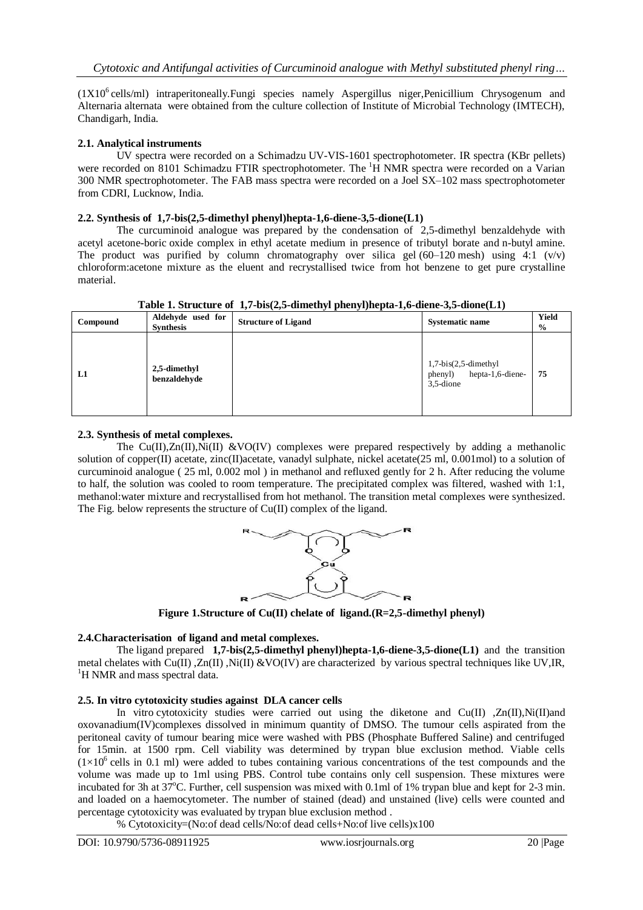($1X10^6$ cells/ml) intraperitoneally.Fungi species namely Aspergillus niger,Penicillium Chrysogenum and Alternaria alternata were obtained from the culture collection of Institute of Microbial Technology (IMTECH), Chandigarh, India.

### 2.1. Analytical instruments

UV spectra were recorded on a Schimadzu UV-VIS-1601 spectrophotometer. IR spectra (KBr pellets) were recorded on 8101 Schimadzu FTIR spectrophotometer. The $^1$H NMR spectra were recorded on a Varian 300 NMR spectrophotometer. The FAB mass spectra were recorded on a Joel SX–102 mass spectrophotometer from CDRI, Lucknow, India.

### 2.2. Synthesis of 1,7-bis(2,5-dimethyl phenyl)hepta-1,6-diene-3,5-dione(L1)

The curcuminoid analogue was prepared by the condensation of 2,5-dimethyl benzaldehyde with acetyl acetone-boric oxide complex in ethyl acetate medium in presence of tributyl borate and n-butyl amine. The product was purified by column chromatography over silica gel (60–120 mesh) using 4:1 (v/v) chloroform:acetone mixture as the eluent and recrystallised twice from hot benzene to get pure crystalline material.

**Table 1. Structure of 1,7-bis(2,5-dimethyl phenyl)hepta-1,6-diene-3,5-dione(L1)**

| Compound | Aldehyde used for Synthesis | Structure of Ligand | Systematic name | Yield % |
|---|---|---|---|---|
| **L1** | **2,5-dimethyl benzaldehyde** | | 1,7-bis(2,5-dimethyl phenyl) hepta-1,6-diene-3,5-dione | **75** |

### 2.3. Synthesis of metal complexes.

The Cu(II),Zn(II),Ni(II) &VO(IV) complexes were prepared respectively by adding a methanolic solution of copper(II) acetate, zinc(II)acetate, vanadyl sulphate, nickel acetate(25 ml, 0.001mol) to a solution of curcuminoid analogue ( 25 ml, 0.002 mol ) in methanol and refluxed gently for 2 h. After reducing the volume to half, the solution was cooled to room temperature. The precipitated complex was filtered, washed with 1:1, methanol:water mixture and recrystallised from hot methanol. The transition metal complexes were synthesized. The Fig. below represents the structure of Cu(II) complex of the ligand.

**Figure 1.Structure of Cu(II) chelate of ligand.(R=2,5-dimethyl phenyl)**

### 2.4.Characterisation of ligand and metal complexes.

The ligand prepared **1,7-bis(2,5-dimethyl phenyl)hepta-1,6-diene-3,5-dione(L1)** and the transition metal chelates with Cu(II) ,Zn(II) ,Ni(II) &VO(IV) are characterized by various spectral techniques like UV,IR, $^1$H NMR and mass spectral data.

### 2.5. In vitro cytotoxicity studies against DLA cancer cells

In vitro cytotoxicity studies were carried out using the diketone and Cu(II) ,Zn(II),Ni(II)and oxovanadium(IV)complexes dissolved in minimum quantity of DMSO. The tumour cells aspirated from the peritoneal cavity of tumour bearing mice were washed with PBS (Phosphate Buffered Saline) and centrifuged for 15min. at 1500 rpm. Cell viability was determined by trypan blue exclusion method. Viable cells ($1\times10^6$ cells in 0.1 ml) were added to tubes containing various concentrations of the test compounds and the volume was made up to 1ml using PBS. Control tube contains only cell suspension. These mixtures were incubated for 3h at 37°C. Further, cell suspension was mixed with 0.1ml of 1% trypan blue and kept for 2-3 min. and loaded on a haemocytometer. The number of stained (dead) and unstained (live) cells were counted and percentage cytotoxicity was evaluated by trypan blue exclusion method .

% Cytotoxicity=(No:of dead cells/No:of dead cells+No:of live cells)x100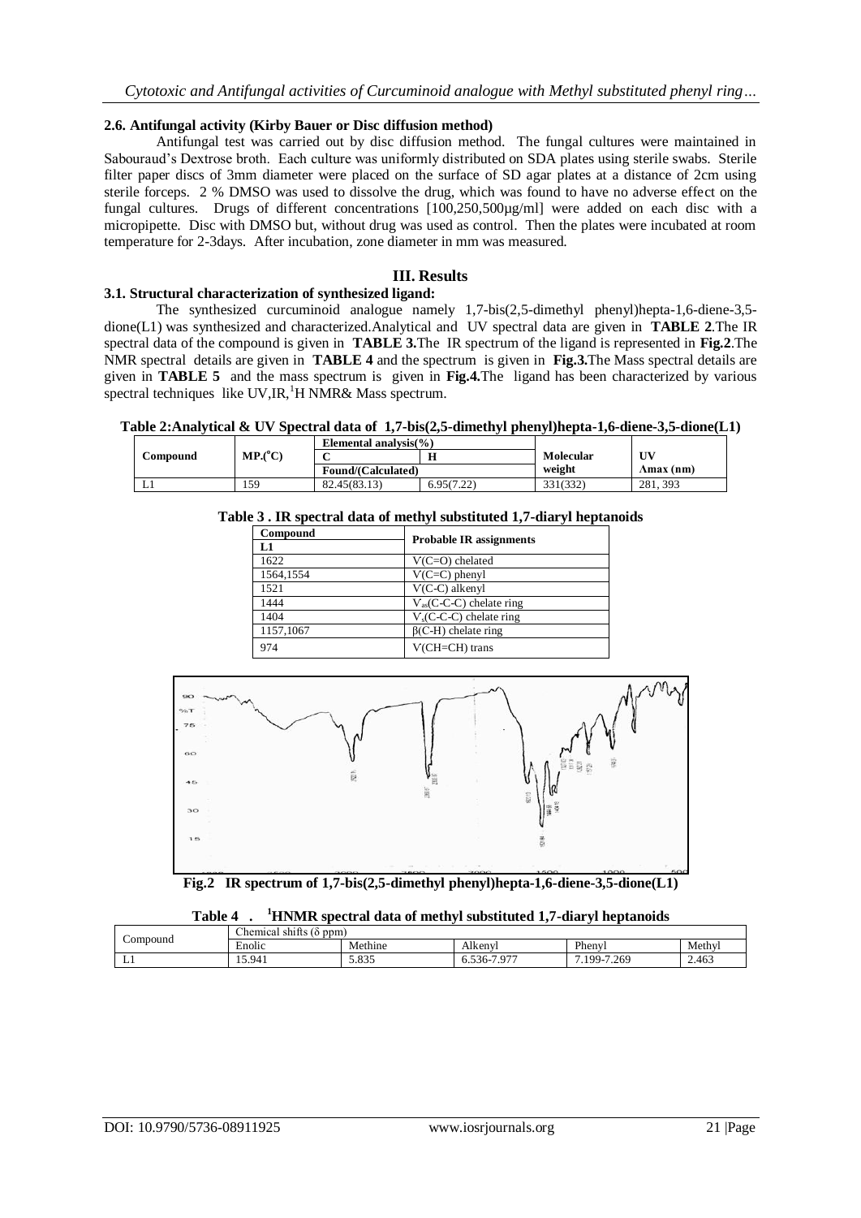### 2.6. Antifungal activity (Kirby Bauer or Disc diffusion method)

Antifungal test was carried out by disc diffusion method. The fungal cultures were maintained in Sabouraud's Dextrose broth. Each culture was uniformly distributed on SDA plates using sterile swabs. Sterile filter paper discs of 3mm diameter were placed on the surface of SD agar plates at a distance of 2cm using sterile forceps. 2 % DMSO was used to dissolve the drug, which was found to have no adverse effect on the fungal cultures. Drugs of different concentrations [100,250,500µg/ml] were added on each disc with a micropipette. Disc with DMSO but, without drug was used as control. Then the plates were incubated at room temperature for 2-3days. After incubation, zone diameter in mm was measured.

## III. Results

### 3.1. Structural characterization of synthesized ligand:

The synthesized curcuminoid analogue namely 1,7-bis(2,5-dimethyl phenyl)hepta-1,6-diene-3,5-dione(L1) was synthesized and characterized.Analytical and UV spectral data are given in **TABLE 2**.The IR spectral data of the compound is given in **TABLE 3.**The IR spectrum of the ligand is represented in **Fig.2**.The NMR spectral details are given in **TABLE 4** and the spectrum is given in **Fig.3.**The Mass spectral details are given in **TABLE 5** and the mass spectrum is given in **Fig.4.**The ligand has been characterized by various spectral techniques like UV,IR,$^{1}$H NMR& Mass spectrum.

**Table 2:Analytical & UV Spectral data of 1,7-bis(2,5-dimethyl phenyl)hepta-1,6-diene-3,5-dione(L1)**

| Compound | MP.(°C) | Elemental analysis(%) | | Molecular weight | UV |
|---|---|---|---|---|---|
| | | C | H | | |
| | | Found/(Calculated) | | | $\lambda$max (nm) |
| L1 | 159 | 82.45(83.13) | 6.95(7.22) | 331(332) | 281, 393 |

**Table 3 . IR spectral data of methyl substituted 1,7-diaryl heptanoids**

| Compound L1 | Probable IR assignments |
|---|---|
| 1622 | V(C=O) chelated |
| 1564,1554 | V(C=C) phenyl |
| 1521 | V(C-C) alkenyl |
| 1444 | $V_{as}$(C-C-C) chelate ring |
| 1404 | $V_{s}$(C-C-C) chelate ring |
| 1157,1067 | β(C-H) chelate ring |
| 974 | V(CH=CH) trans |

**Fig.2 IR spectrum of 1,7-bis(2,5-dimethyl phenyl)hepta-1,6-diene-3,5-dione(L1)**

**Table 4 . $^{1}$HNMR spectral data of methyl substituted 1,7-diaryl heptanoids**

| Compound | Chemical shifts (δ ppm) | | | | |
|---|---|---|---|---|---|
| | Enolic | Methine | Alkenyl | Phenyl | Methyl |
| L1 | 15.941 | 5.835 | 6.536-7.977 | 7.199-7.269 | 2.463 |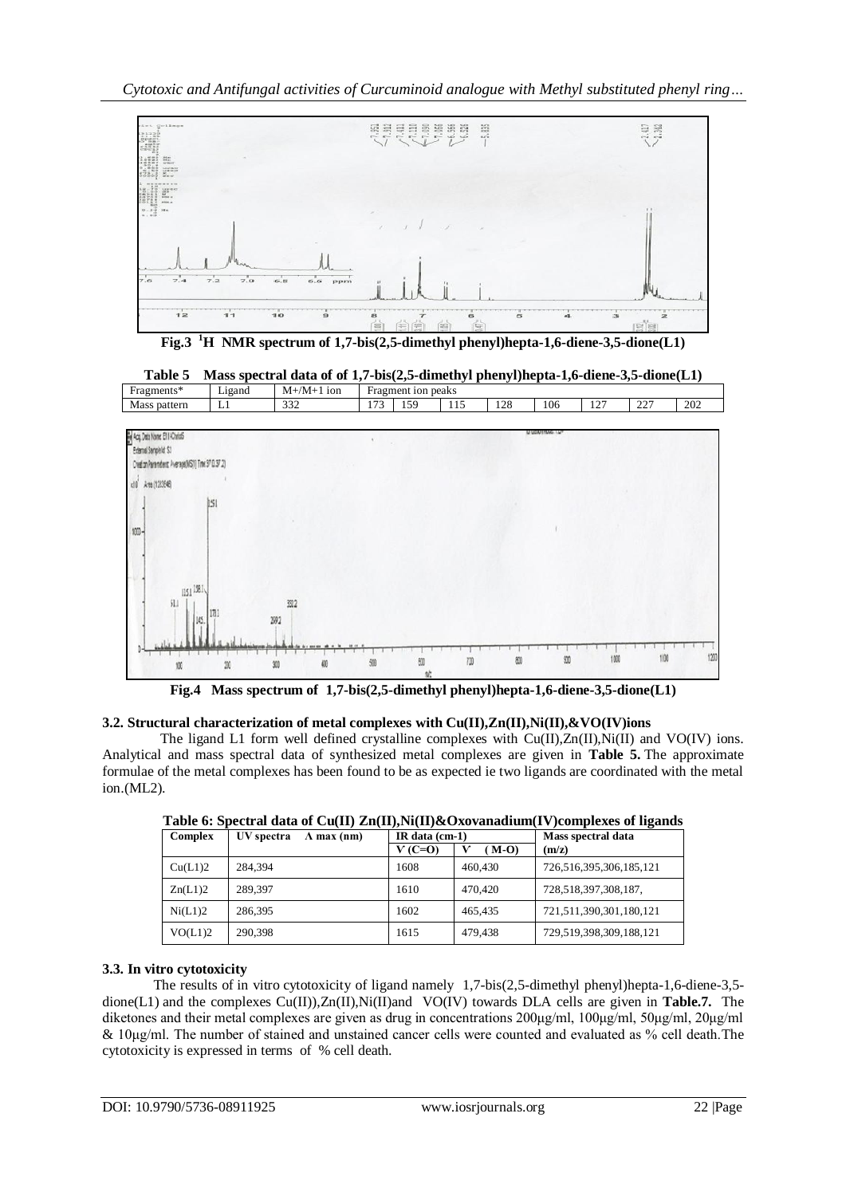**Fig.3 $^{1}$H NMR spectrum of 1,7-bis(2,5-dimethyl phenyl)hepta-1,6-diene-3,5-dione(L1)**

**Table 5 Mass spectral data of of 1,7-bis(2,5-dimethyl phenyl)hepta-1,6-diene-3,5-dione(L1)**

| Fragments* | Ligand | M+/M+1 ion | Fragment ion peaks | | | | | | | |
|---|---|---|---|---|---|---|---|---|---|---|
| Mass pattern | L1 | 332 | 173 | 159 | 115 | 128 | 106 | 127 | 227 | 202 |

**Fig.4 Mass spectrum of 1,7-bis(2,5-dimethyl phenyl)hepta-1,6-diene-3,5-dione(L1)**

### 3.2. Structural characterization of metal complexes with Cu(II),Zn(II),Ni(II),&VO(IV)ions

The ligand L1 form well defined crystalline complexes with Cu(II),Zn(II),Ni(II) and VO(IV) ions. Analytical and mass spectral data of synthesized metal complexes are given in **Table 5.** The approximate formulae of the metal complexes has been found to be as expected ie two ligands are coordinated with the metal ion.(ML2).

**Table 6: Spectral data of Cu(II) Zn(II),Ni(II)&Oxovanadium(IV)complexes of ligands**

| Complex | UV spectra Λ max (nm) | IR data (cm-1) | | Mass spectral data (m/z) |
|---|---|---|---|---|
| | | V (C=O) | V (M-O) | |
| Cu(L1)2 | 284,394 | 1608 | 460,430 | 726,516,395,306,185,121 |
| Zn(L1)2 | 289,397 | 1610 | 470,420 | 728,518,397,308,187, |
| Ni(L1)2 | 286,395 | 1602 | 465,435 | 721,511,390,301,180,121 |
| VO(L1)2 | 290,398 | 1615 | 479,438 | 729,519,398,309,188,121 |

### 3.3. In vitro cytotoxicity

The results of in vitro cytotoxicity of ligand namely 1,7-bis(2,5-dimethyl phenyl)hepta-1,6-diene-3,5-dione(L1) and the complexes Cu(II)),Zn(II),Ni(II)and VO(IV) towards DLA cells are given in **Table.7.** The diketones and their metal complexes are given as drug in concentrations 200µg/ml, 100µg/ml, 50µg/ml, 20µg/ml & 10µg/ml. The number of stained and unstained cancer cells were counted and evaluated as % cell death.The cytotoxicity is expressed in terms of % cell death.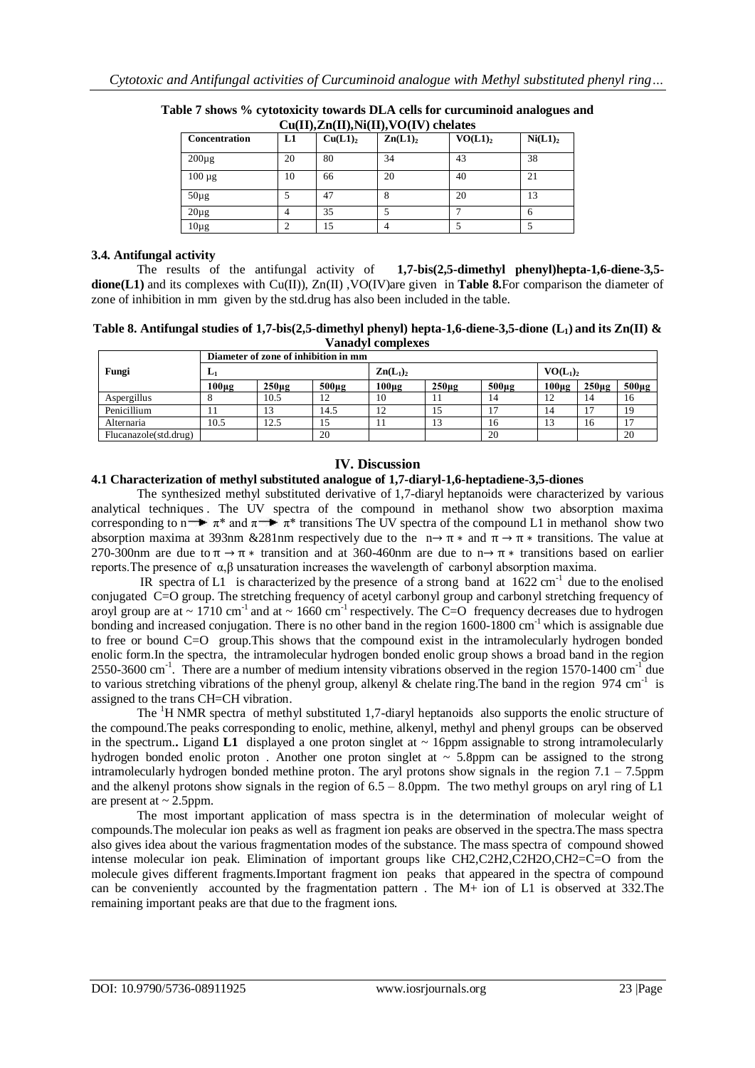**Table 7 shows % cytotoxicity towards DLA cells for curcuminoid analogues and Cu(II),Zn(II),Ni(II),VO(IV) chelates**

| Concentration | L1 | $Cu(L1)_2$ | $Zn(L1)_2$ | $VO(L1)_2$ | $Ni(L1)_2$ |
|---|---|---|---|---|---|
| 200µg | 20 | 80 | 34 | 43 | 38 |
| 100 µg | 10 | 66 | 20 | 40 | 21 |
| 50µg | 5 | 47 | 8 | 20 | 13 |
| 20µg | 4 | 35 | 5 | 7 | 6 |
| 10µg | 2 | 15 | 4 | 5 | 5 |

### 3.4. Antifungal activity

The results of the antifungal activity of **1,7-bis(2,5-dimethyl phenyl)hepta-1,6-diene-3,5-dione(L1)** and its complexes with Cu(II)), Zn(II) ,VO(IV)are given in **Table 8.** For comparison the diameter of zone of inhibition in mm given by the std.drug has also been included in the table.

**Table 8. Antifungal studies of 1,7-bis(2,5-dimethyl phenyl) hepta-1,6-diene-3,5-dione ($L_1$) and its Zn(II) & Vanadyl complexes**

| Fungi | Diameter of zone of inhibition in mm | | | | | | | | |
|---|---|---|---|---|---|---|---|---|---|
| | $L_1$ | | | $Zn(L_1)_2$ | | | $VO(L_1)_2$ | | |
| | 100µg | 250µg | 500µg | 100µg | 250µg | 500µg | 100µg | 250µg | 500µg |
| Aspergillus | 8 | 10.5 | 12 | 10 | 11 | 14 | 12 | 14 | 16 |
| Penicillium | 11 | 13 | 14.5 | 12 | 15 | 17 | 14 | 17 | 19 |
| Alternaria | 10.5 | 12.5 | 15 | 11 | 13 | 16 | 13 | 16 | 17 |
| Flucanazole(std.drug) | | | 20 | | | 20 | | | 20 |

## IV. Discussion

### 4.1 Characterization of methyl substituted analogue of 1,7-diaryl-1,6-heptadiene-3,5-diones

The synthesized methyl substituted derivative of 1,7-diaryl heptanoids were characterized by various analytical techniques . The UV spectra of the compound in methanol show two absorption maxima corresponding to $n \rightarrow \pi^*$ and $\pi \rightarrow \pi^*$ transitions The UV spectra of the compound L1 in methanol show two absorption maxima at 393nm &281nm respectively due to the $n \rightarrow \pi^*$ and $\pi \rightarrow \pi^*$ transitions. The value at 270-300nm are due to $\pi \rightarrow \pi^*$ transition and at 360-460nm are due to $n \rightarrow \pi^*$ transitions based on earlier reports.The presence of α,β unsaturation increases the wavelength of carbonyl absorption maxima.

IR spectra of L1 is characterized by the presence of a strong band at 1622 $cm^{-1}$ due to the enolised conjugated C=O group. The stretching frequency of acetyl carbonyl group and carbonyl stretching frequency of aroyl group are at ~ 1710 $cm^{-1}$ and at ~ 1660 $cm^{-1}$ respectively. The C=O frequency decreases due to hydrogen bonding and increased conjugation. There is no other band in the region 1600-1800 $cm^{-1}$ which is assignable due to free or bound C=O group.This shows that the compound exist in the intramolecularly hydrogen bonded enolic form.In the spectra, the intramolecular hydrogen bonded enolic group shows a broad band in the region 2550-3600 $cm^{-1}$. There are a number of medium intensity vibrations observed in the region 1570-1400 $cm^{-1}$ due to various stretching vibrations of the phenyl group, alkenyl & chelate ring.The band in the region 974 $cm^{-1}$ is assigned to the trans CH=CH vibration.

The $^1H$ NMR spectra of methyl substituted 1,7-diaryl heptanoids also supports the enolic structure of the compound.The peaks corresponding to enolic, methine, alkenyl, methyl and phenyl groups can be observed in the spectrum.. Ligand **L1** displayed a one proton singlet at ~ 16ppm assignable to strong intramolecularly hydrogen bonded enolic proton . Another one proton singlet at ~ 5.8ppm can be assigned to the strong intramolecularly hydrogen bonded methine proton. The aryl protons show signals in the region 7.1 – 7.5ppm and the alkenyl protons show signals in the region of 6.5 – 8.0ppm. The two methyl groups on aryl ring of L1 are present at ~ 2.5ppm.

The most important application of mass spectra is in the determination of molecular weight of compounds.The molecular ion peaks as well as fragment ion peaks are observed in the spectra.The mass spectra also gives idea about the various fragmentation modes of the substance. The mass spectra of compound showed intense molecular ion peak. Elimination of important groups like $CH_2$,$C_2H_2$,$C_2H_2O$,$CH_2$=C=O from the molecule gives different fragments.Important fragment ion peaks that appeared in the spectra of compound can be conveniently accounted by the fragmentation pattern . The M+ ion of L1 is observed at 332.The remaining important peaks are that due to the fragment ions.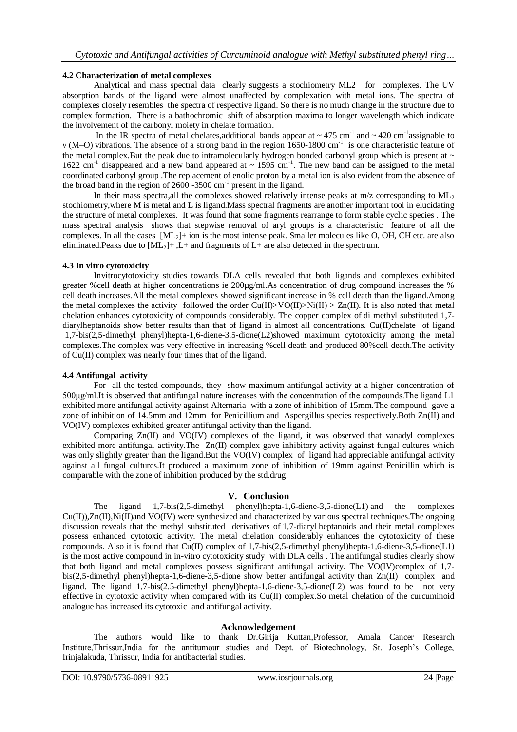### 4.2 Characterization of metal complexes

Analytical and mass spectral data clearly suggests a stochiometry ML2 for complexes. The UV absorption bands of the ligand were almost unaffected by complexation with metal ions. The spectra of complexes closely resembles the spectra of respective ligand. So there is no much change in the structure due to complex formation. There is a bathochromic shift of absorption maxima to longer wavelength which indicate the involvement of the carbonyl moiety in chelate formation.

In the IR spectra of metal chelates,additional bands appear at ~ 475 $cm^{-1}$ and ~ 420 $cm^{-1}$assignable to ν (M–O) vibrations. The absence of a strong band in the region 1650-1800 $cm^{-1}$ is one characteristic feature of the metal complex.But the peak due to intramolecularly hydrogen bonded carbonyl group which is present at ~ 1622 $cm^{-1}$ disappeared and a new band appeared at ~ 1595 $cm^{-1}$. The new band can be assigned to the metal coordinated carbonyl group .The replacement of enolic proton by a metal ion is also evident from the absence of the broad band in the region of 2600 -3500 $cm^{-1}$ present in the ligand.

In their mass spectra,all the complexes showed relatively intense peaks at m/z corresponding to $ML_2$ stochiometry,where M is metal and L is ligand.Mass spectral fragments are another important tool in elucidating the structure of metal complexes. It was found that some fragments rearrange to form stable cyclic species . The mass spectral analysis shows that stepwise removal of aryl groups is a characteristic feature of all the complexes. In all the cases $[ML_2]^+$ ion is the most intense peak. Smaller molecules like O, OH, CH etc. are also eliminated.Peaks due to $[ML_2]^+$ ,$L^+$ and fragments of $L^+$ are also detected in the spectrum.

### 4.3 In vitro cytotoxicity

Invitrocytotoxicity studies towards DLA cells revealed that both ligands and complexes exhibited greater %cell death at higher concentrations ie 200µg/ml.As concentration of drug compound increases the % cell death increases.All the metal complexes showed significant increase in % cell death than the ligand.Among the metal complexes the activity followed the order Cu(II)>VO(II)>Ni(II) > Zn(II). It is also noted that metal chelation enhances cytotoxicity of compounds considerably. The copper complex of di methyl substituted 1,7-diarylheptanoids show better results than that of ligand in almost all concentrations. Cu(II)chelate of ligand 1,7-bis(2,5-dimethyl phenyl)hepta-1,6-diene-3,5-dione(L2)showed maximum cytotoxicity among the metal complexes.The complex was very effective in increasing %cell death and produced 80%cell death.The activity of Cu(II) complex was nearly four times that of the ligand.

### 4.4 Antifungal activity

For all the tested compounds, they show maximum antifungal activity at a higher concentration of 500µg/ml.It is observed that antifungal nature increases with the concentration of the compounds.The ligand L1 exhibited more antifungal activity against Alternaria with a zone of inhibition of 15mm.The compound gave a zone of inhibition of 14.5mm and 12mm for Penicillium and Aspergillus species respectively.Both Zn(II) and VO(IV) complexes exhibited greater antifungal activity than the ligand.

Comparing Zn(II) and VO(IV) complexes of the ligand, it was observed that vanadyl complexes exhibited more antifungal activity.The Zn(II) complex gave inhibitory activity against fungal cultures which was only slightly greater than the ligand.But the VO(IV) complex of ligand had appreciable antifungal activity against all fungal cultures.It produced a maximum zone of inhibition of 19mm against Penicillin which is comparable with the zone of inhibition produced by the std.drug.

## V. Conclusion

The ligand 1,7-bis(2,5-dimethyl phenyl)hepta-1,6-diene-3,5-dione(L1) and the complexes Cu(II)),Zn(II),Ni(II)and VO(IV) were synthesized and characterized by various spectral techniques.The ongoing discussion reveals that the methyl substituted derivatives of 1,7-diaryl heptanoids and their metal complexes possess enhanced cytotoxic activity. The metal chelation considerably enhances the cytotoxicity of these compounds. Also it is found that Cu(II) complex of 1,7-bis(2,5-dimethyl phenyl)hepta-1,6-diene-3,5-dione(L1) is the most active compound in in-vitro cytotoxicity study with DLA cells . The antifungal studies clearly show that both ligand and metal complexes possess significant antifungal activity. The VO(IV)complex of 1,7-bis(2,5-dimethyl phenyl)hepta-1,6-diene-3,5-dione show better antifungal activity than Zn(II) complex and ligand. The ligand 1,7-bis(2,5-dimethyl phenyl)hepta-1,6-diene-3,5-dione(L2) was found to be not very effective in cytotoxic activity when compared with its Cu(II) complex.So metal chelation of the curcuminoid analogue has increased its cytotoxic and antifungal activity.

## Acknowledgement

The authors would like to thank Dr.Girija Kuttan,Professor, Amala Cancer Research Institute,Thrissur,India for the antitumour studies and Dept. of Biotechnology, St. Joseph's College, Irinjalakuda, Thrissur, India for antibacterial studies.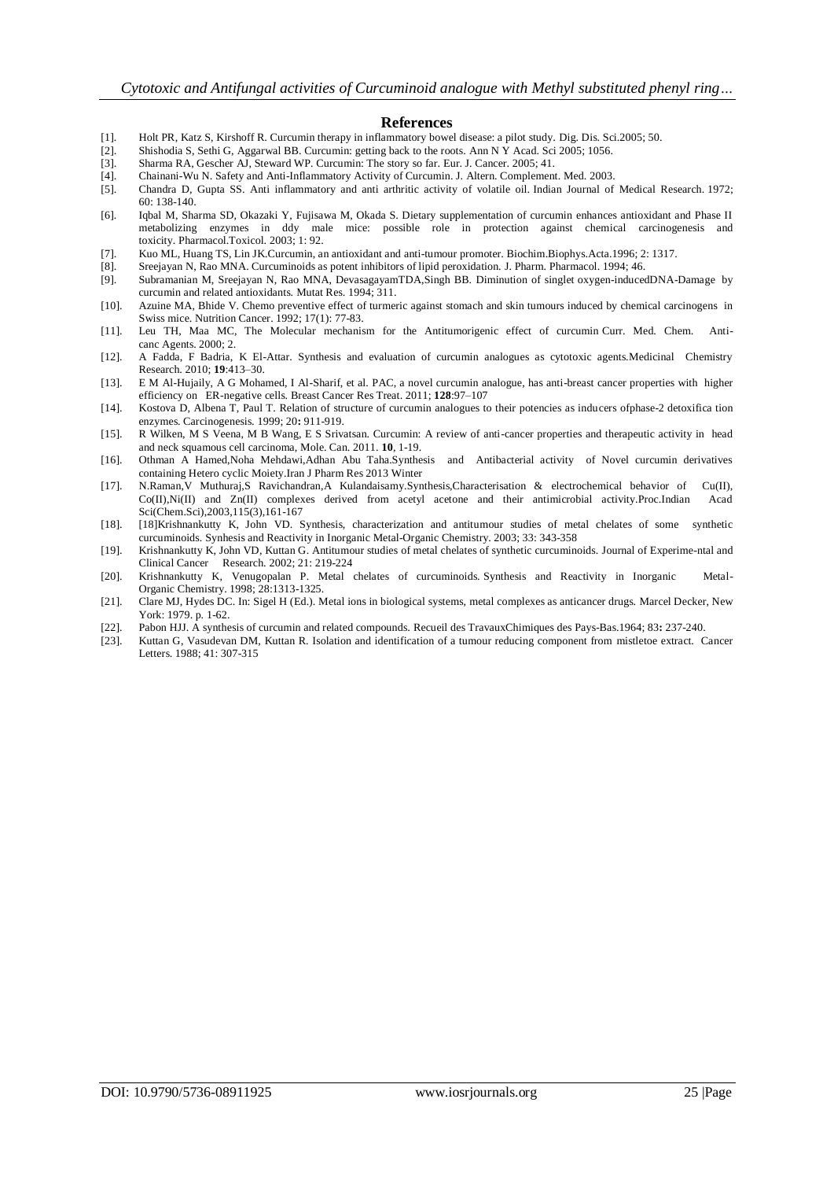## References

[1]. Holt PR, Katz S, Kirshoff R. Curcumin therapy in inflammatory bowel disease: a pilot study. Dig. Dis. Sci.2005; 50.

[2]. Shishodia S, Sethi G, Aggarwal BB. Curcumin: getting back to the roots. Ann N Y Acad. Sci 2005; 1056.

[3]. Sharma RA, Gescher AJ, Steward WP. Curcumin: The story so far. Eur. J. Cancer. 2005; 41.

[4]. Chainani-Wu N. Safety and Anti-Inflammatory Activity of Curcumin. J. Altern. Complement. Med. 2003.

[5]. Chandra D, Gupta SS. Anti inflammatory and anti arthritic activity of volatile oil. Indian Journal of Medical Research. 1972; 60: 138-140.

[6]. Iqbal M, Sharma SD, Okazaki Y, Fujisawa M, Okada S. Dietary supplementation of curcumin enhances antioxidant and Phase II metabolizing enzymes in ddy male mice: possible role in protection against chemical carcinogenesis and toxicity. Pharmacol.Toxicol. 2003; 1: 92.

[7]. Kuo ML, Huang TS, Lin JK.Curcumin, an antioxidant and anti-tumour promoter. Biochim.Biophys.Acta.1996; 2: 1317.

[8]. Sreejayan N, Rao MNA. Curcuminoids as potent inhibitors of lipid peroxidation. J. Pharm. Pharmacol. 1994; 46.

[9]. Subramanian M, Sreejayan N, Rao MNA, DevasagayamTDA,Singh BB. Diminution of singlet oxygen-inducedDNA-Damage by curcumin and related antioxidants. Mutat Res. 1994; 311.

[10]. Azuine MA, Bhide V. Chemo preventive effect of turmeric against stomach and skin tumours induced by chemical carcinogens in Swiss mice. Nutrition Cancer. 1992; 17(1): 77-83.

[11]. Leu TH, Maa MC, The Molecular mechanism for the Antitumorigenic effect of curcumin Curr. Med. Chem. Anti-canc Agents. 2000; 2.

[12]. A Fadda, F Badria, K El-Attar. Synthesis and evaluation of curcumin analogues as cytotoxic agents.Medicinal Chemistry Research. 2010; **19**:413–30.

[13]. E M Al-Hujaily, A G Mohamed, I Al-Sharif, et al. PAC, a novel curcumin analogue, has anti-breast cancer properties with higher efficiency on ER-negative cells. Breast Cancer Res Treat. 2011; **128**:97–107

[14]. Kostova D, Albena T, Paul T. Relation of structure of curcumin analogues to their potencies as inducers ofphase-2 detoxifica tion enzymes. Carcinogenesis. 1999; 20**:** 911-919.

[15]. R Wilken, M S Veena, M B Wang, E S Srivatsan. Curcumin: A review of anti-cancer properties and therapeutic activity in head and neck squamous cell carcinoma, Mole. Can. 2011. **10**, 1-19.

[16]. Othman A Hamed,Noha Mehdawi,Adhan Abu Taha.Synthesis and Antibacterial activity of Novel curcumin derivatives containing Hetero cyclic Moiety.Iran J Pharm Res 2013 Winter

[17]. N.Raman,V Muthuraj,S Ravichandran,A Kulandaisamy.Synthesis,Characterisation & electrochemical behavior of Cu(II), Co(II),Ni(II) and Zn(II) complexes derived from acetyl acetone and their antimicrobial activity.Proc.Indian Acad Sci(Chem.Sci),2003,115(3),161-167

[18]. [18]Krishnankutty K, John VD. Synthesis, characterization and antitumour studies of metal chelates of some synthetic curcuminoids. Synhesis and Reactivity in Inorganic Metal-Organic Chemistry. 2003; 33: 343-358

[19]. Krishnankutty K, John VD, Kuttan G. Antitumour studies of metal chelates of synthetic curcuminoids. Journal of Experime-ntal and Clinical Cancer Research. 2002; 21: 219-224

[20]. Krishnankutty K, Venugopalan P. Metal chelates of curcuminoids. Synthesis and Reactivity in Inorganic Metal-Organic Chemistry. 1998; 28:1313-1325.

[21]. Clare MJ, Hydes DC. In: Sigel H (Ed.). Metal ions in biological systems, metal complexes as anticancer drugs. Marcel Decker, New York: 1979. p. 1-62.

[22]. Pabon HJJ. A synthesis of curcumin and related compounds. Recueil des TravauxChimiques des Pays-Bas.1964; 83**:** 237-240.

[23]. Kuttan G, Vasudevan DM, Kuttan R. Isolation and identification of a tumour reducing component from mistletoe extract. Cancer Letters. 1988; 41: 307-315